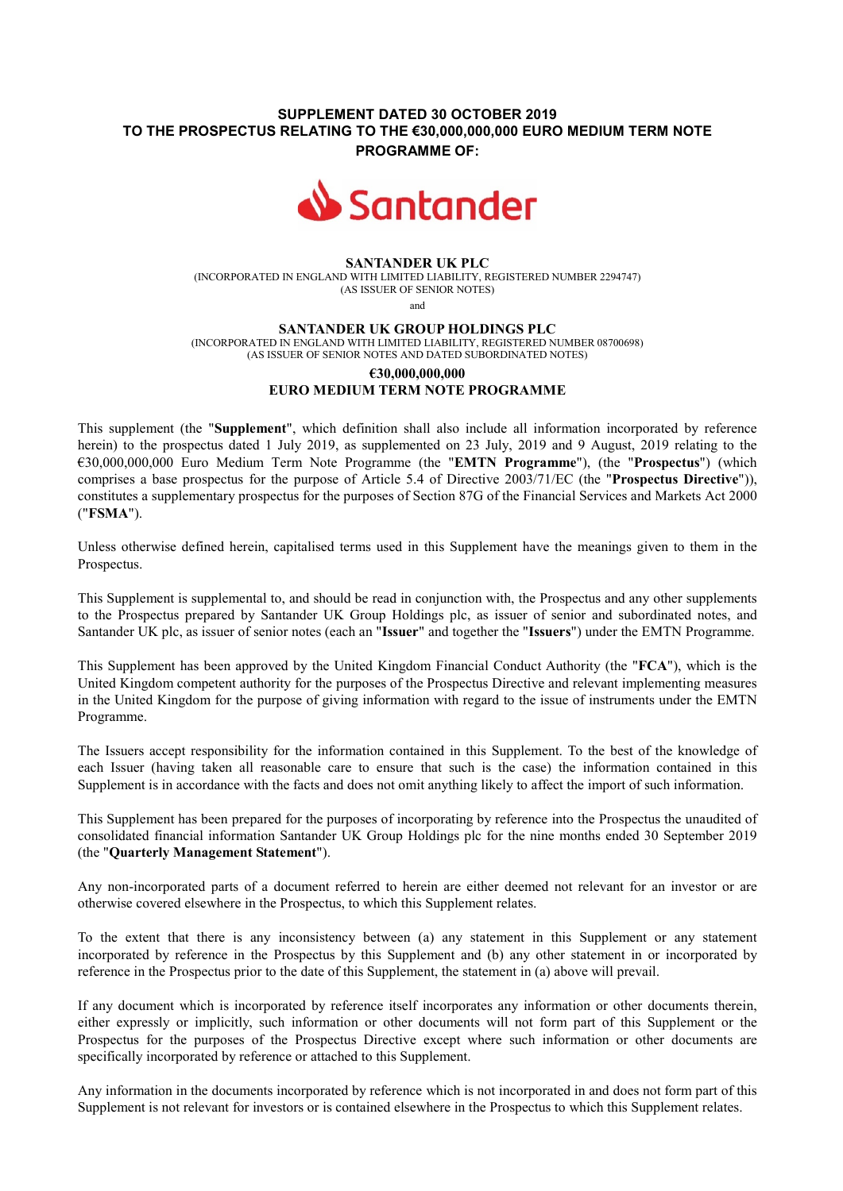**SUPPLEMENT DATED 30 OCTOBER 2019**
**TO THE PROSPECTUS RELATING TO THE €30,000,000,000 EURO MEDIUM TERM NOTE PROGRAMME OF:**

Santander

**SANTANDER UK PLC**
(INCORPORATED IN ENGLAND WITH LIMITED LIABILITY, REGISTERED NUMBER 2294747)
(AS ISSUER OF SENIOR NOTES)

and

**SANTANDER UK GROUP HOLDINGS PLC**
(INCORPORATED IN ENGLAND WITH LIMITED LIABILITY, REGISTERED NUMBER 08700698)
(AS ISSUER OF SENIOR NOTES AND DATED SUBORDINATED NOTES)

**€30,000,000,000**
**EURO MEDIUM TERM NOTE PROGRAMME**

This supplement (the "**Supplement**", which definition shall also include all information incorporated by reference herein) to the prospectus dated 1 July 2019, as supplemented on 23 July, 2019 and 9 August, 2019 relating to the €30,000,000,000 Euro Medium Term Note Programme (the "**EMTN Programme**"), (the "**Prospectus**") (which comprises a base prospectus for the purpose of Article 5.4 of Directive 2003/71/EC (the "**Prospectus Directive**")), constitutes a supplementary prospectus for the purposes of Section 87G of the Financial Services and Markets Act 2000 ("**FSMA**").

Unless otherwise defined herein, capitalised terms used in this Supplement have the meanings given to them in the Prospectus.

This Supplement is supplemental to, and should be read in conjunction with, the Prospectus and any other supplements to the Prospectus prepared by Santander UK Group Holdings plc, as issuer of senior and subordinated notes, and Santander UK plc, as issuer of senior notes (each an "**Issuer**" and together the "**Issuers**") under the EMTN Programme.

This Supplement has been approved by the United Kingdom Financial Conduct Authority (the "**FCA**"), which is the United Kingdom competent authority for the purposes of the Prospectus Directive and relevant implementing measures in the United Kingdom for the purpose of giving information with regard to the issue of instruments under the EMTN Programme.

The Issuers accept responsibility for the information contained in this Supplement. To the best of the knowledge of each Issuer (having taken all reasonable care to ensure that such is the case) the information contained in this Supplement is in accordance with the facts and does not omit anything likely to affect the import of such information.

This Supplement has been prepared for the purposes of incorporating by reference into the Prospectus the unaudited of consolidated financial information Santander UK Group Holdings plc for the nine months ended 30 September 2019 (the "**Quarterly Management Statement**").

Any non-incorporated parts of a document referred to herein are either deemed not relevant for an investor or are otherwise covered elsewhere in the Prospectus, to which this Supplement relates.

To the extent that there is any inconsistency between (a) any statement in this Supplement or any statement incorporated by reference in the Prospectus by this Supplement and (b) any other statement in or incorporated by reference in the Prospectus prior to the date of this Supplement, the statement in (a) above will prevail.

If any document which is incorporated by reference itself incorporates any information or other documents therein, either expressly or implicitly, such information or other documents will not form part of this Supplement or the Prospectus for the purposes of the Prospectus Directive except where such information or other documents are specifically incorporated by reference or attached to this Supplement.

Any information in the documents incorporated by reference which is not incorporated in and does not form part of this Supplement is not relevant for investors or is contained elsewhere in the Prospectus to which this Supplement relates.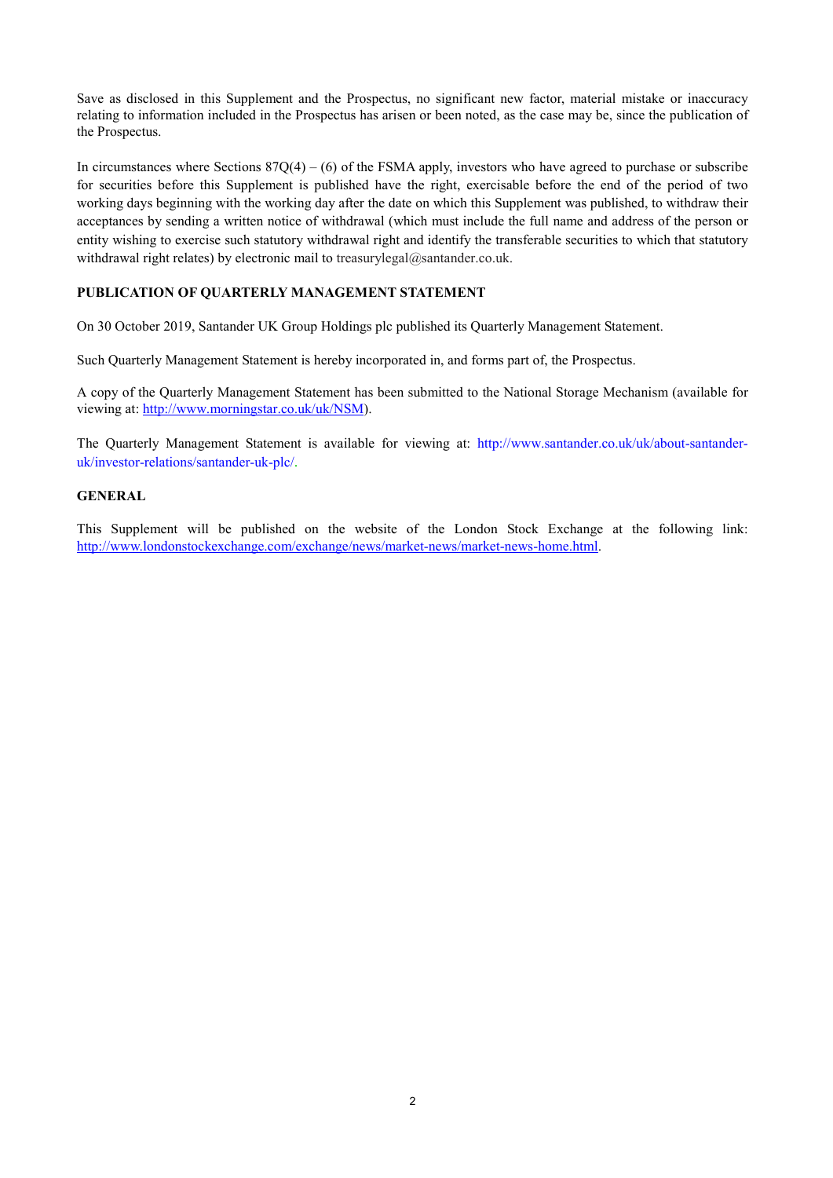Save as disclosed in this Supplement and the Prospectus, no significant new factor, material mistake or inaccuracy relating to information included in the Prospectus has arisen or been noted, as the case may be, since the publication of the Prospectus.

In circumstances where Sections 87Q(4) – (6) of the FSMA apply, investors who have agreed to purchase or subscribe for securities before this Supplement is published have the right, exercisable before the end of the period of two working days beginning with the working day after the date on which this Supplement was published, to withdraw their acceptances by sending a written notice of withdrawal (which must include the full name and address of the person or entity wishing to exercise such statutory withdrawal right and identify the transferable securities to which that statutory withdrawal right relates) by electronic mail to treasurylegal@santander.co.uk.

**PUBLICATION OF QUARTERLY MANAGEMENT STATEMENT**

On 30 October 2019, Santander UK Group Holdings plc published its Quarterly Management Statement.

Such Quarterly Management Statement is hereby incorporated in, and forms part of, the Prospectus.

A copy of the Quarterly Management Statement has been submitted to the National Storage Mechanism (available for viewing at: http://www.morningstar.co.uk/uk/NSM).

The Quarterly Management Statement is available for viewing at: http://www.santander.co.uk/uk/about-santander-uk/investor-relations/santander-uk-plc/.

**GENERAL**

This Supplement will be published on the website of the London Stock Exchange at the following link: http://www.londonstockexchange.com/exchange/news/market-news/market-news-home.html.